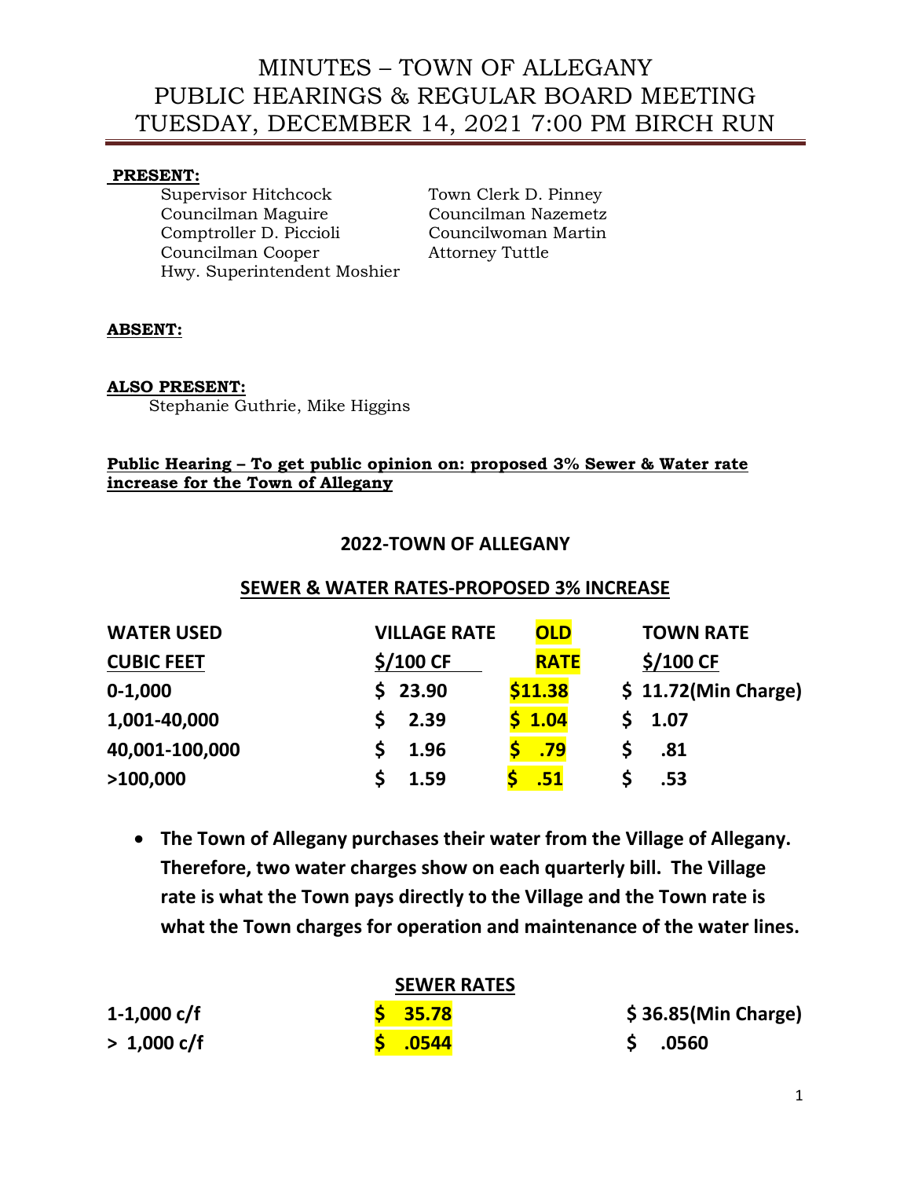# MINUTES – TOWN OF ALLEGANY
# PUBLIC HEARINGS & REGULAR BOARD MEETING
# TUESDAY, DECEMBER 14, 2021 7:00 PM BIRCH RUN

**PRESENT:**

Supervisor Hitchcock
Councilman Maguire
Comptroller D. Piccioli
Councilman Cooper
Hwy. Superintendent Moshier
Town Clerk D. Pinney
Councilman Nazemetz
Councilwoman Martin
Attorney Tuttle

**ABSENT:**

**ALSO PRESENT:**

Stephanie Guthrie, Mike Higgins

**Public Hearing – To get public opinion on: proposed 3% Sewer & Water rate increase for the Town of Allegany**

## 2022-TOWN OF ALLEGANY

**SEWER & WATER RATES-PROPOSED 3% INCREASE**

| WATER USED CUBIC FEET | VILLAGE RATE $/100 CF | OLD RATE | TOWN RATE $/100 CF |
|---|---|---|---|
| 0-1,000 | $ 23.90 | $11.38 | $ 11.72(Min Charge) |
| 1,001-40,000 | $ 2.39 | $ 1.04 | $ 1.07 |
| 40,001-100,000 | $ 1.96 | $ .79 | $ .81 |
| >100,000 | $ 1.59 | $ .51 | $ .53 |

- **The Town of Allegany purchases their water from the Village of Allegany. Therefore, two water charges show on each quarterly bill. The Village rate is what the Town pays directly to the Village and the Town rate is what the Town charges for operation and maintenance of the water lines.**

**SEWER RATES**

| | OLD RATE | NEW RATE |
|---|---|---|
| 1-1,000 c/f | $ 35.78 | $ 36.85(Min Charge) |
| > 1,000 c/f | $ .0544 | $ .0560 |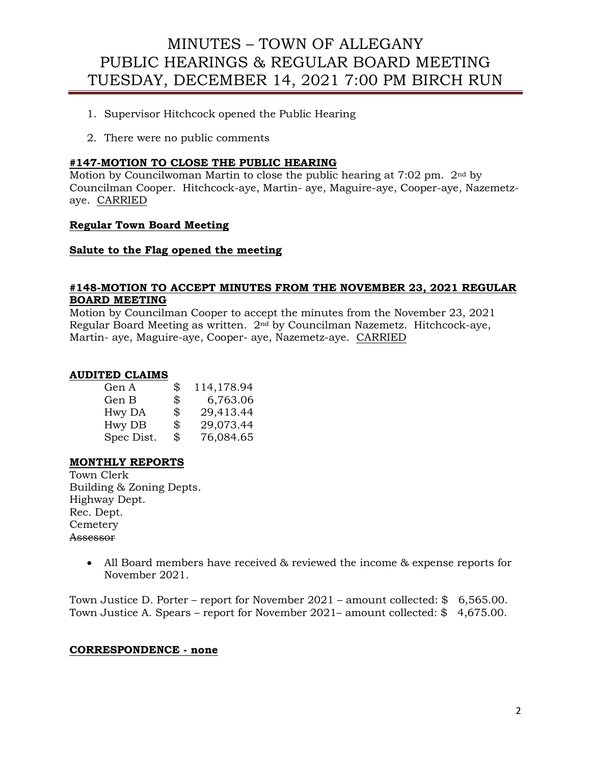1. Supervisor Hitchcock opened the Public Hearing
2. There were no public comments

**#147-MOTION TO CLOSE THE PUBLIC HEARING**

Motion by Councilwoman Martin to close the public hearing at 7:02 pm. 2nd by Councilman Cooper. Hitchcock-aye, Martin- aye, Maguire-aye, Cooper-aye, Nazemetz-aye. CARRIED

**Regular Town Board Meeting**

**Salute to the Flag opened the meeting**

**#148-MOTION TO ACCEPT MINUTES FROM THE NOVEMBER 23, 2021 REGULAR BOARD MEETING**

Motion by Councilman Cooper to accept the minutes from the November 23, 2021 Regular Board Meeting as written. 2nd by Councilman Nazemetz. Hitchcock-aye, Martin- aye, Maguire-aye, Cooper- aye, Nazemetz-aye. CARRIED

**AUDITED CLAIMS**

| | | |
|---|---|---|
| Gen A | $ | 114,178.94 |
| Gen B | $ | 6,763.06 |
| Hwy DA | $ | 29,413.44 |
| Hwy DB | $ | 29,073.44 |
| Spec Dist. | $ | 76,084.65 |

**MONTHLY REPORTS**

Town Clerk
Building & Zoning Depts.
Highway Dept.
Rec. Dept.
Cemetery
~~Assessor~~

- All Board members have received & reviewed the income & expense reports for November 2021.

Town Justice D. Porter – report for November 2021 – amount collected: $ 6,565.00.
Town Justice A. Spears – report for November 2021– amount collected: $ 4,675.00.

**CORRESPONDENCE - none**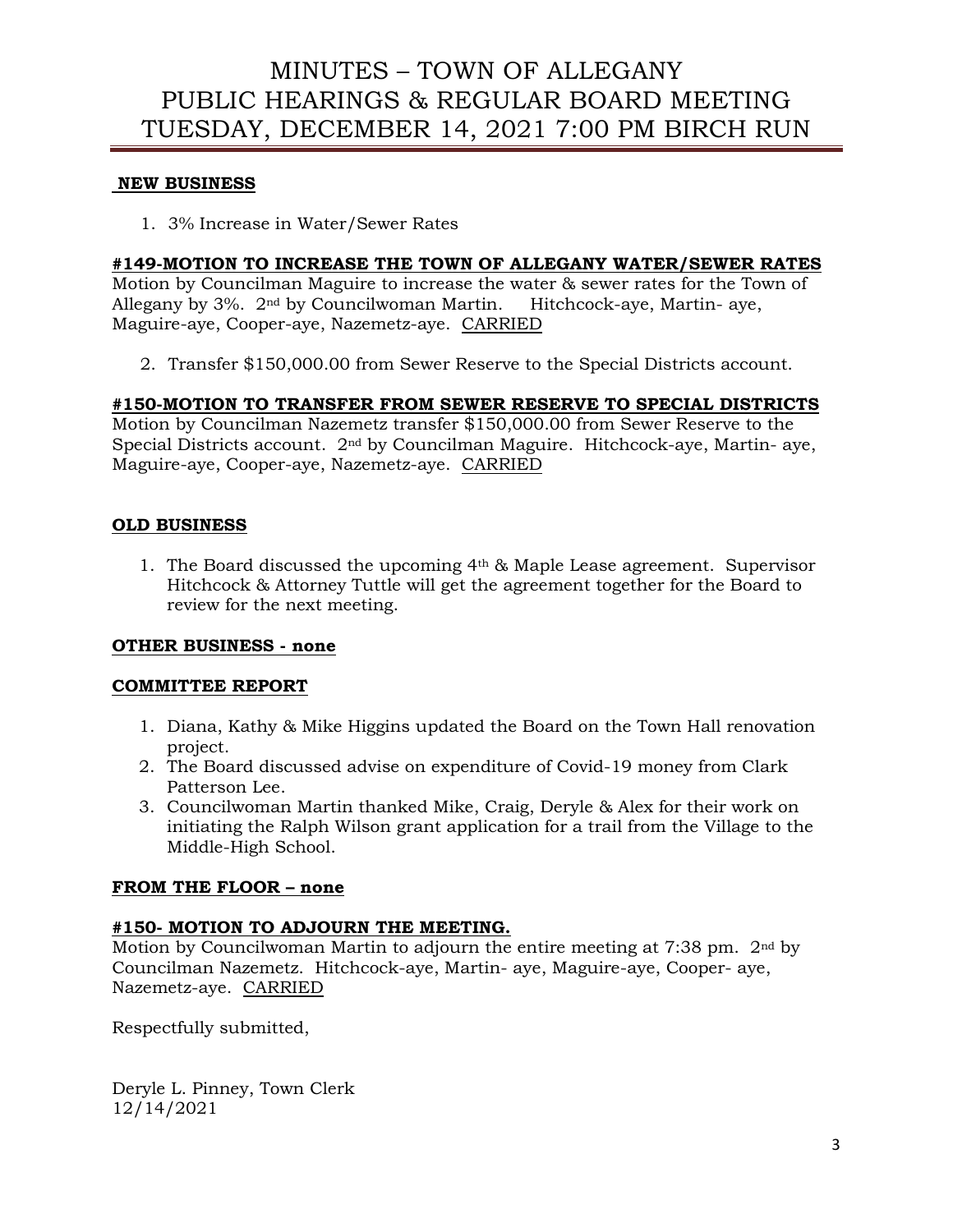# MINUTES – TOWN OF ALLEGANY PUBLIC HEARINGS & REGULAR BOARD MEETING TUESDAY, DECEMBER 14, 2021 7:00 PM BIRCH RUN

## NEW BUSINESS

1. 3% Increase in Water/Sewer Rates

**#149-MOTION TO INCREASE THE TOWN OF ALLEGANY WATER/SEWER RATES**
Motion by Councilman Maguire to increase the water & sewer rates for the Town of Allegany by 3%. 2nd by Councilwoman Martin. Hitchcock-aye, Martin- aye, Maguire-aye, Cooper-aye, Nazemetz-aye. CARRIED

2. Transfer $150,000.00 from Sewer Reserve to the Special Districts account.

**#150-MOTION TO TRANSFER FROM SEWER RESERVE TO SPECIAL DISTRICTS**
Motion by Councilman Nazemetz transfer $150,000.00 from Sewer Reserve to the Special Districts account. 2nd by Councilman Maguire. Hitchcock-aye, Martin- aye, Maguire-aye, Cooper-aye, Nazemetz-aye. CARRIED

## OLD BUSINESS

1. The Board discussed the upcoming 4th & Maple Lease agreement. Supervisor Hitchcock & Attorney Tuttle will get the agreement together for the Board to review for the next meeting.

## OTHER BUSINESS - none

## COMMITTEE REPORT

1. Diana, Kathy & Mike Higgins updated the Board on the Town Hall renovation project.
2. The Board discussed advise on expenditure of Covid-19 money from Clark Patterson Lee.
3. Councilwoman Martin thanked Mike, Craig, Deryle & Alex for their work on initiating the Ralph Wilson grant application for a trail from the Village to the Middle-High School.

## FROM THE FLOOR – none

**#150- MOTION TO ADJOURN THE MEETING.**
Motion by Councilwoman Martin to adjourn the entire meeting at 7:38 pm. 2nd by Councilman Nazemetz. Hitchcock-aye, Martin- aye, Maguire-aye, Cooper- aye, Nazemetz-aye. CARRIED

Respectfully submitted,

Deryle L. Pinney, Town Clerk
12/14/2021